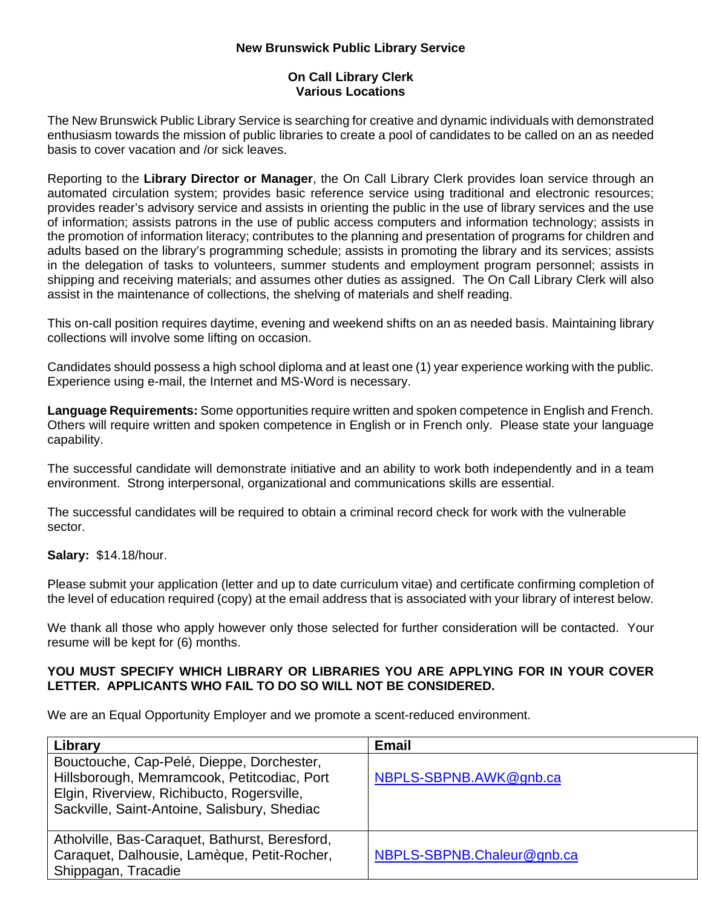**New Brunswick Public Library Service**

**On Call Library Clerk**
**Various Locations**

The New Brunswick Public Library Service is searching for creative and dynamic individuals with demonstrated enthusiasm towards the mission of public libraries to create a pool of candidates to be called on an as needed basis to cover vacation and /or sick leaves.

Reporting to the **Library Director or Manager**, the On Call Library Clerk provides loan service through an automated circulation system; provides basic reference service using traditional and electronic resources; provides reader's advisory service and assists in orienting the public in the use of library services and the use of information; assists patrons in the use of public access computers and information technology; assists in the promotion of information literacy; contributes to the planning and presentation of programs for children and adults based on the library's programming schedule; assists in promoting the library and its services; assists in the delegation of tasks to volunteers, summer students and employment program personnel; assists in shipping and receiving materials; and assumes other duties as assigned. The On Call Library Clerk will also assist in the maintenance of collections, the shelving of materials and shelf reading.

This on-call position requires daytime, evening and weekend shifts on an as needed basis. Maintaining library collections will involve some lifting on occasion.

Candidates should possess a high school diploma and at least one (1) year experience working with the public. Experience using e-mail, the Internet and MS-Word is necessary.

**Language Requirements:** Some opportunities require written and spoken competence in English and French. Others will require written and spoken competence in English or in French only. Please state your language capability.

The successful candidate will demonstrate initiative and an ability to work both independently and in a team environment. Strong interpersonal, organizational and communications skills are essential.

The successful candidates will be required to obtain a criminal record check for work with the vulnerable sector.

**Salary:** $14.18/hour.

Please submit your application (letter and up to date curriculum vitae) and certificate confirming completion of the level of education required (copy) at the email address that is associated with your library of interest below.

We thank all those who apply however only those selected for further consideration will be contacted. Your resume will be kept for (6) months.

**YOU MUST SPECIFY WHICH LIBRARY OR LIBRARIES YOU ARE APPLYING FOR IN YOUR COVER LETTER. APPLICANTS WHO FAIL TO DO SO WILL NOT BE CONSIDERED.**

We are an Equal Opportunity Employer and we promote a scent-reduced environment.

| Library | Email |
|---|---|
| Bouctouche, Cap-Pelé, Dieppe, Dorchester, Hillsborough, Memramcook, Petitcodiac, Port Elgin, Riverview, Richibucto, Rogersville, Sackville, Saint-Antoine, Salisbury, Shediac | NBPLS-SBPNB.AWK@gnb.ca |
| Atholville, Bas-Caraquet, Bathurst, Beresford, Caraquet, Dalhousie, Lamèque, Petit-Rocher, Shippagan, Tracadie | NBPLS-SBPNB.Chaleur@gnb.ca |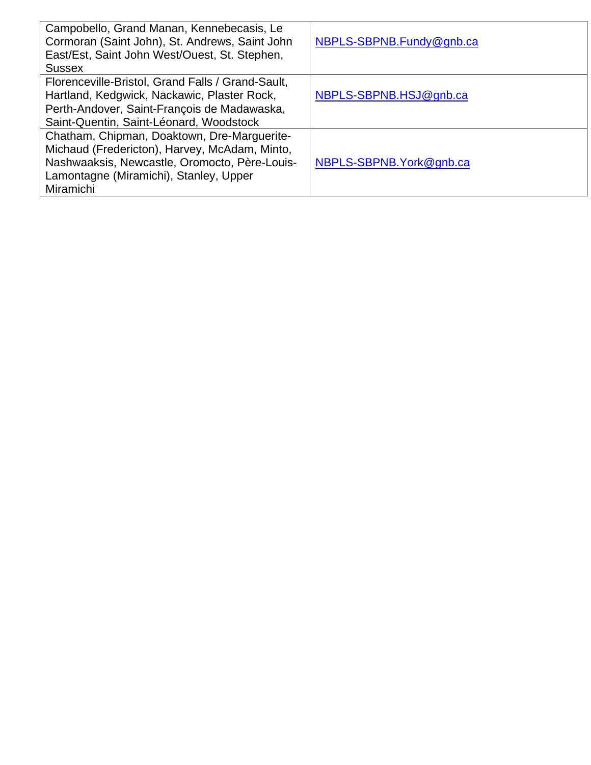| | |
|---|---|
| Campobello, Grand Manan, Kennebecasis, Le Cormoran (Saint John), St. Andrews, Saint John East/Est, Saint John West/Ouest, St. Stephen, Sussex | NBPLS-SBPNB.Fundy@gnb.ca |
| Florenceville-Bristol, Grand Falls / Grand-Sault, Hartland, Kedgwick, Nackawic, Plaster Rock, Perth-Andover, Saint-François de Madawaska, Saint-Quentin, Saint-Léonard, Woodstock | NBPLS-SBPNB.HSJ@gnb.ca |
| Chatham, Chipman, Doaktown, Dre-Marguerite-Michaud (Fredericton), Harvey, McAdam, Minto, Nashwaaksis, Newcastle, Oromocto, Père-Louis-Lamontagne (Miramichi), Stanley, Upper Miramichi | NBPLS-SBPNB.York@gnb.ca |